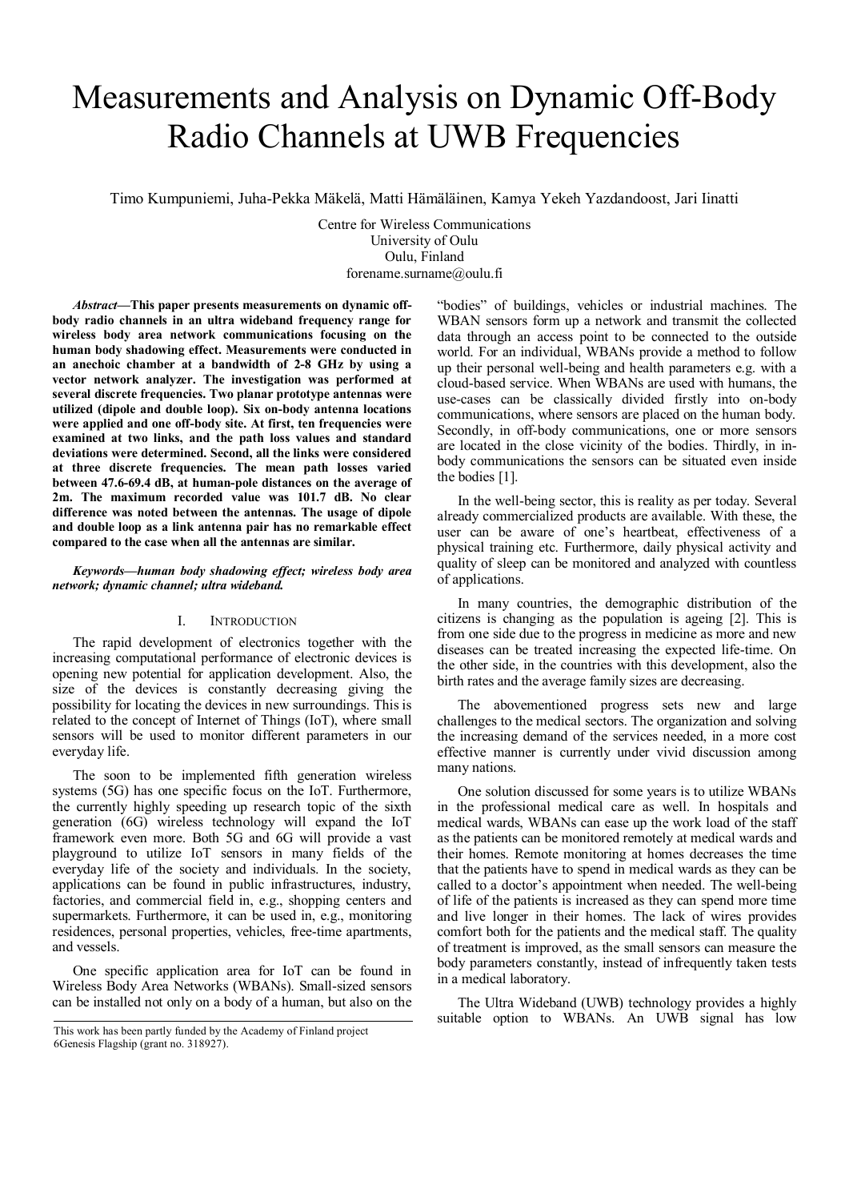# Measurements and Analysis on Dynamic Off-Body Radio Channels at UWB Frequencies

Timo Kumpuniemi, Juha-Pekka Mäkelä, Matti Hämäläinen, Kamya Yekeh Yazdandoost, Jari Iinatti

Centre for Wireless Communications
University of Oulu
Oulu, Finland
forename.surname@oulu.fi

***Abstract*—This paper presents measurements on dynamic off-body radio channels in an ultra wideband frequency range for wireless body area network communications focusing on the human body shadowing effect. Measurements were conducted in an anechoic chamber at a bandwidth of 2-8 GHz by using a vector network analyzer. The investigation was performed at several discrete frequencies. Two planar prototype antennas were utilized (dipole and double loop). Six on-body antenna locations were applied and one off-body site. At first, ten frequencies were examined at two links, and the path loss values and standard deviations were determined. Second, all the links were considered at three discrete frequencies. The mean path losses varied between 47.6-69.4 dB, at human-pole distances on the average of 2m. The maximum recorded value was 101.7 dB. No clear difference was noted between the antennas. The usage of dipole and double loop as a link antenna pair has no remarkable effect compared to the case when all the antennas are similar.**

***Keywords*—human body shadowing effect; wireless body area network; dynamic channel; ultra wideband.**

## I. Introduction

The rapid development of electronics together with the increasing computational performance of electronic devices is opening new potential for application development. Also, the size of the devices is constantly decreasing giving the possibility for locating the devices in new surroundings. This is related to the concept of Internet of Things (IoT), where small sensors will be used to monitor different parameters in our everyday life.

The soon to be implemented fifth generation wireless systems (5G) has one specific focus on the IoT. Furthermore, the currently highly speeding up research topic of the sixth generation (6G) wireless technology will expand the IoT framework even more. Both 5G and 6G will provide a vast playground to utilize IoT sensors in many fields of the everyday life of the society and individuals. In the society, applications can be found in public infrastructures, industry, factories, and commercial field in, e.g., shopping centers and supermarkets. Furthermore, it can be used in, e.g., monitoring residences, personal properties, vehicles, free-time apartments, and vessels.

One specific application area for IoT can be found in Wireless Body Area Networks (WBANs). Small-sized sensors can be installed not only on a body of a human, but also on the "bodies" of buildings, vehicles or industrial machines. The WBAN sensors form up a network and transmit the collected data through an access point to be connected to the outside world. For an individual, WBANs provide a method to follow up their personal well-being and health parameters e.g. with a cloud-based service. When WBANs are used with humans, the use-cases can be classically divided firstly into on-body communications, where sensors are placed on the human body. Secondly, in off-body communications, one or more sensors are located in the close vicinity of the bodies. Thirdly, in in-body communications the sensors can be situated even inside the bodies [1].

In the well-being sector, this is reality as per today. Several already commercialized products are available. With these, the user can be aware of one's heartbeat, effectiveness of a physical training etc. Furthermore, daily physical activity and quality of sleep can be monitored and analyzed with countless of applications.

In many countries, the demographic distribution of the citizens is changing as the population is ageing [2]. This is from one side due to the progress in medicine as more and new diseases can be treated increasing the expected life-time. On the other side, in the countries with this development, also the birth rates and the average family sizes are decreasing.

The abovementioned progress sets new and large challenges to the medical sectors. The organization and solving the increasing demand of the services needed, in a more cost effective manner is currently under vivid discussion among many nations.

One solution discussed for some years is to utilize WBANs in the professional medical care as well. In hospitals and medical wards, WBANs can ease up the work load of the staff as the patients can be monitored remotely at medical wards and their homes. Remote monitoring at homes decreases the time that the patients have to spend in medical wards as they can be called to a doctor's appointment when needed. The well-being of life of the patients is increased as they can spend more time and live longer in their homes. The lack of wires provides comfort both for the patients and the medical staff. The quality of treatment is improved, as the small sensors can measure the body parameters constantly, instead of infrequently taken tests in a medical laboratory.

The Ultra Wideband (UWB) technology provides a highly suitable option to WBANs. An UWB signal has low

This work has been partly funded by the Academy of Finland project 6Genesis Flagship (grant no. 318927).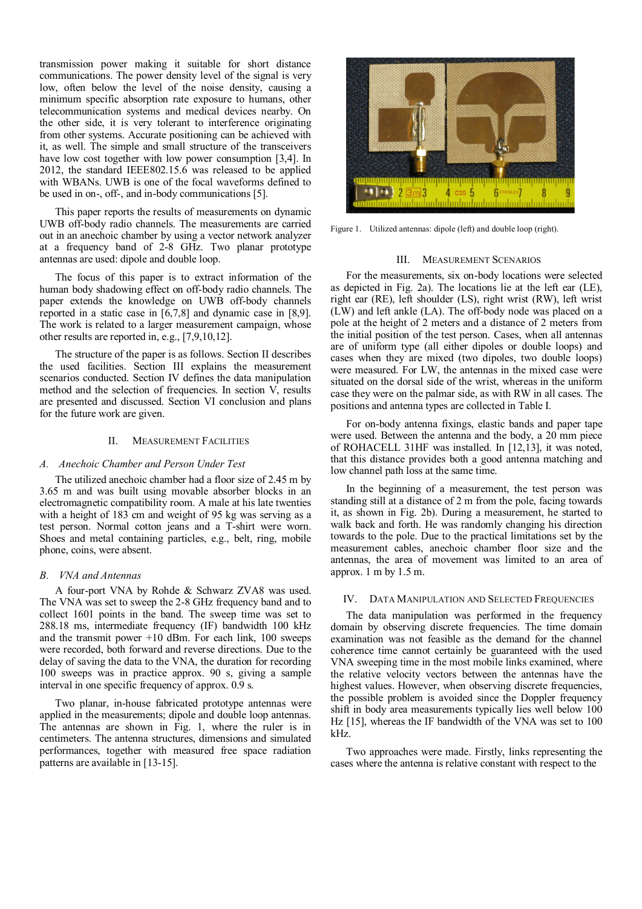transmission power making it suitable for short distance communications. The power density level of the signal is very low, often below the level of the noise density, causing a minimum specific absorption rate exposure to humans, other telecommunication systems and medical devices nearby. On the other side, it is very tolerant to interference originating from other systems. Accurate positioning can be achieved with it, as well. The simple and small structure of the transceivers have low cost together with low power consumption [3,4]. In 2012, the standard IEEE802.15.6 was released to be applied with WBANs. UWB is one of the focal waveforms defined to be used in on-, off-, and in-body communications [5].

This paper reports the results of measurements on dynamic UWB off-body radio channels. The measurements are carried out in an anechoic chamber by using a vector network analyzer at a frequency band of 2-8 GHz. Two planar prototype antennas are used: dipole and double loop.

The focus of this paper is to extract information of the human body shadowing effect on off-body radio channels. The paper extends the knowledge on UWB off-body channels reported in a static case in [6,7,8] and dynamic case in [8,9]. The work is related to a larger measurement campaign, whose other results are reported in, e.g., [7,9,10,12].

The structure of the paper is as follows. Section II describes the used facilities. Section III explains the measurement scenarios conducted. Section IV defines the data manipulation method and the selection of frequencies. In section V, results are presented and discussed. Section VI conclusion and plans for the future work are given.

## II. Measurement Facilities

### A. Anechoic Chamber and Person Under Test

The utilized anechoic chamber had a floor size of 2.45 m by 3.65 m and was built using movable absorber blocks in an electromagnetic compatibility room. A male at his late twenties with a height of 183 cm and weight of 95 kg was serving as a test person. Normal cotton jeans and a T-shirt were worn. Shoes and metal containing particles, e.g., belt, ring, mobile phone, coins, were absent.

### B. VNA and Antennas

A four-port VNA by Rohde & Schwarz ZVA8 was used. The VNA was set to sweep the 2-8 GHz frequency band and to collect 1601 points in the band. The sweep time was set to 288.18 ms, intermediate frequency (IF) bandwidth 100 kHz and the transmit power +10 dBm. For each link, 100 sweeps were recorded, both forward and reverse directions. Due to the delay of saving the data to the VNA, the duration for recording 100 sweeps was in practice approx. 90 s, giving a sample interval in one specific frequency of approx. 0.9 s.

Two planar, in-house fabricated prototype antennas were applied in the measurements; dipole and double loop antennas. The antennas are shown in Fig. 1, where the ruler is in centimeters. The antenna structures, dimensions and simulated performances, together with measured free space radiation patterns are available in [13-15].

Figure 1. Utilized antennas: dipole (left) and double loop (right).

## III. Measurement Scenarios

For the measurements, six on-body locations were selected as depicted in Fig. 2a). The locations lie at the left ear (LE), right ear (RE), left shoulder (LS), right wrist (RW), left wrist (LW) and left ankle (LA). The off-body node was placed on a pole at the height of 2 meters and a distance of 2 meters from the initial position of the test person. Cases, when all antennas are of uniform type (all either dipoles or double loops) and cases when they are mixed (two dipoles, two double loops) were measured. For LW, the antennas in the mixed case were situated on the dorsal side of the wrist, whereas in the uniform case they were on the palmar side, as with RW in all cases. The positions and antenna types are collected in Table I.

For on-body antenna fixings, elastic bands and paper tape were used. Between the antenna and the body, a 20 mm piece of ROHACELL 31HF was installed. In [12,13], it was noted, that this distance provides both a good antenna matching and low channel path loss at the same time.

In the beginning of a measurement, the test person was standing still at a distance of 2 m from the pole, facing towards it, as shown in Fig. 2b). During a measurement, he started to walk back and forth. He was randomly changing his direction towards to the pole. Due to the practical limitations set by the measurement cables, anechoic chamber floor size and the antennas, the area of movement was limited to an area of approx. 1 m by 1.5 m.

## IV. Data Manipulation and Selected Frequencies

The data manipulation was performed in the frequency domain by observing discrete frequencies. The time domain examination was not feasible as the demand for the channel coherence time cannot certainly be guaranteed with the used VNA sweeping time in the most mobile links examined, where the relative velocity vectors between the antennas have the highest values. However, when observing discrete frequencies, the possible problem is avoided since the Doppler frequency shift in body area measurements typically lies well below 100 Hz [15], whereas the IF bandwidth of the VNA was set to 100 kHz.

Two approaches were made. Firstly, links representing the cases where the antenna is relative constant with respect to the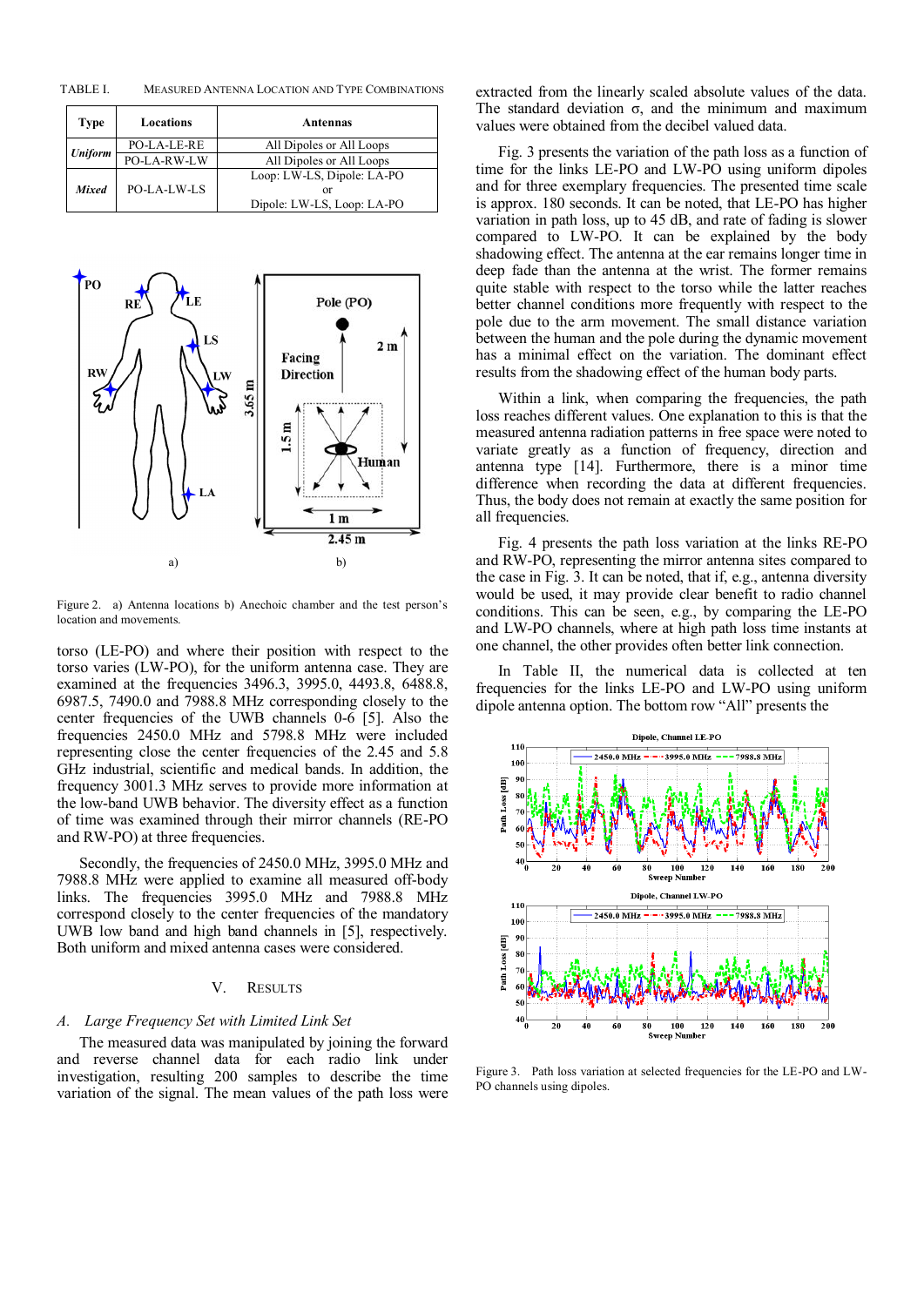TABLE I. MEASURED ANTENNA LOCATION AND TYPE COMBINATIONS

| Type | Locations | Antennas |
|---|---|---|
| *Uniform* | PO-LA-LE-RE | All Dipoles or All Loops |
| | PO-LA-RW-LW | All Dipoles or All Loops |
| *Mixed* | PO-LA-LW-LS | Loop: LW-LS, Dipole: LA-PO or Dipole: LW-LS, Loop: LA-PO |

Figure 2. a) Antenna locations b) Anechoic chamber and the test person's location and movements.

torso (LE-PO) and where their position with respect to the torso varies (LW-PO), for the uniform antenna case. They are examined at the frequencies 3496.3, 3995.0, 4493.8, 6488.8, 6987.5, 7490.0 and 7988.8 MHz corresponding closely to the center frequencies of the UWB channels 0-6 [5]. Also the frequencies 2450.0 MHz and 5798.8 MHz were included representing close the center frequencies of the 2.45 and 5.8 GHz industrial, scientific and medical bands. In addition, the frequency 3001.3 MHz serves to provide more information at the low-band UWB behavior. The diversity effect as a function of time was examined through their mirror channels (RE-PO and RW-PO) at three frequencies.

Secondly, the frequencies of 2450.0 MHz, 3995.0 MHz and 7988.8 MHz were applied to examine all measured off-body links. The frequencies 3995.0 MHz and 7988.8 MHz correspond closely to the center frequencies of the mandatory UWB low band and high band channels in [5], respectively. Both uniform and mixed antenna cases were considered.

## V. RESULTS

### A. Large Frequency Set with Limited Link Set

The measured data was manipulated by joining the forward and reverse channel data for each radio link under investigation, resulting 200 samples to describe the time variation of the signal. The mean values of the path loss were extracted from the linearly scaled absolute values of the data. The standard deviation σ, and the minimum and maximum values were obtained from the decibel valued data.

Fig. 3 presents the variation of the path loss as a function of time for the links LE-PO and LW-PO using uniform dipoles and for three exemplary frequencies. The presented time scale is approx. 180 seconds. It can be noted, that LE-PO has higher variation in path loss, up to 45 dB, and rate of fading is slower compared to LW-PO. It can be explained by the body shadowing effect. The antenna at the ear remains longer time in deep fade than the antenna at the wrist. The former remains quite stable with respect to the torso while the latter reaches better channel conditions more frequently with respect to the pole due to the arm movement. The small distance variation between the human and the pole during the dynamic movement has a minimal effect on the variation. The dominant effect results from the shadowing effect of the human body parts.

Within a link, when comparing the frequencies, the path loss reaches different values. One explanation to this is that the measured antenna radiation patterns in free space were noted to variate greatly as a function of frequency, direction and antenna type [14]. Furthermore, there is a minor time difference when recording the data at different frequencies. Thus, the body does not remain at exactly the same position for all frequencies.

Fig. 4 presents the path loss variation at the links RE-PO and RW-PO, representing the mirror antenna sites compared to the case in Fig. 3. It can be noted, that if, e.g., antenna diversity would be used, it may provide clear benefit to radio channel conditions. This can be seen, e.g., by comparing the LE-PO and LW-PO channels, where at high path loss time instants at one channel, the other provides often better link connection.

In Table II, the numerical data is collected at ten frequencies for the links LE-PO and LW-PO using uniform dipole antenna option. The bottom row "All" presents the

Figure 3. Path loss variation at selected frequencies for the LE-PO and LW-PO channels using dipoles.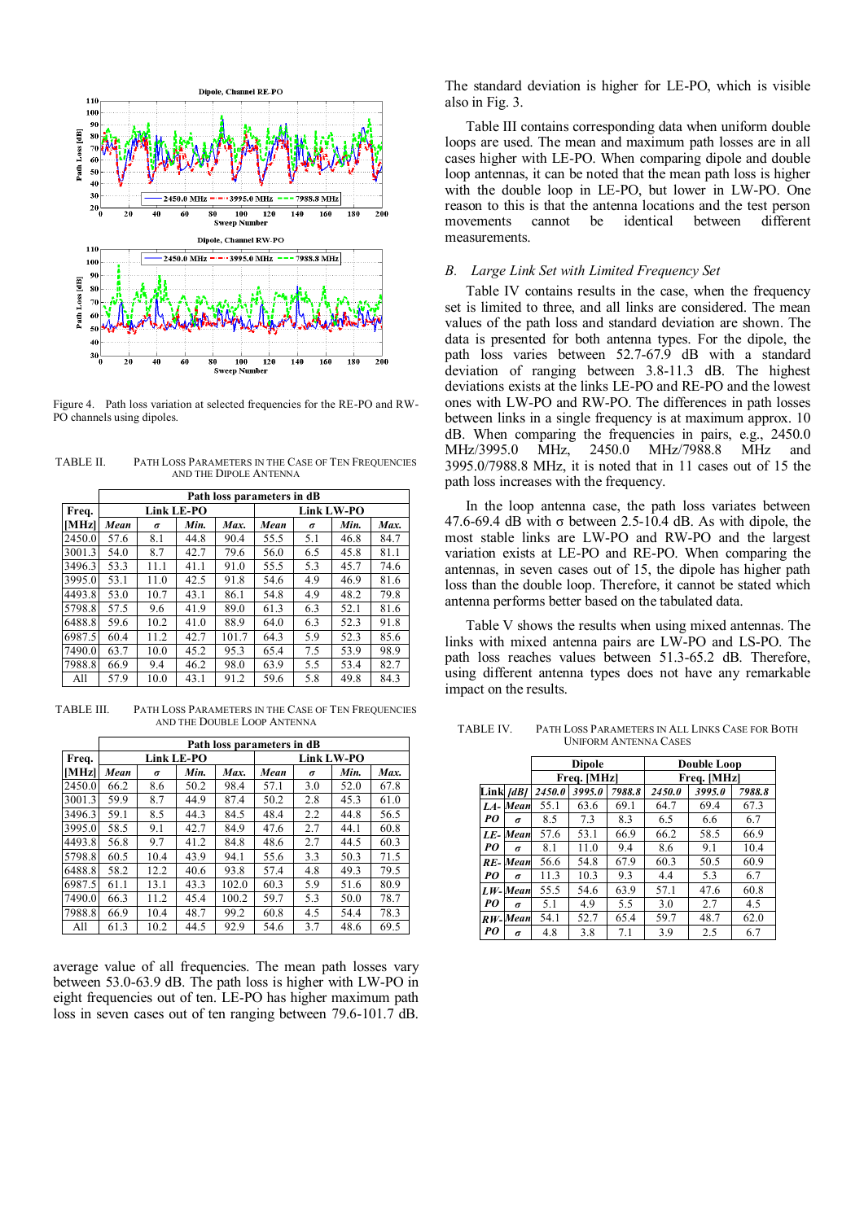Figure 4. Path loss variation at selected frequencies for the RE-PO and RW-PO channels using dipoles.

TABLE II. PATH LOSS PARAMETERS IN THE CASE OF TEN FREQUENCIES AND THE DIPOLE ANTENNA

| Freq. | Path loss parameters in dB | | | | | | | |
|---|---|---|---|---|---|---|---|---|
| | Link LE-PO | | | | Link LW-PO | | | |
| [MHz] | *Mean* | *σ* | *Min.* | *Max.* | *Mean* | *σ* | *Min.* | *Max.* |
| 2450.0 | 57.6 | 8.1 | 44.8 | 90.4 | 55.5 | 5.1 | 46.8 | 84.7 |
| 3001.3 | 54.0 | 8.7 | 42.7 | 79.6 | 56.0 | 6.5 | 45.8 | 81.1 |
| 3496.3 | 53.3 | 11.1 | 41.1 | 91.0 | 55.5 | 5.3 | 45.7 | 74.6 |
| 3995.0 | 53.1 | 11.0 | 42.5 | 91.8 | 54.6 | 4.9 | 46.9 | 81.6 |
| 4493.8 | 53.0 | 10.7 | 43.1 | 86.1 | 54.8 | 4.9 | 48.2 | 79.8 |
| 5798.8 | 57.5 | 9.6 | 41.9 | 89.0 | 61.3 | 6.3 | 52.1 | 81.6 |
| 6488.8 | 59.6 | 10.2 | 41.0 | 88.9 | 64.0 | 6.3 | 52.3 | 91.8 |
| 6987.5 | 60.4 | 11.2 | 42.7 | 101.7 | 64.3 | 5.9 | 52.3 | 85.6 |
| 7490.0 | 63.7 | 10.0 | 45.2 | 95.3 | 65.4 | 7.5 | 53.9 | 98.9 |
| 7988.8 | 66.9 | 9.4 | 46.2 | 98.0 | 63.9 | 5.5 | 53.4 | 82.7 |
| All | 57.9 | 10.0 | 43.1 | 91.2 | 59.6 | 5.8 | 49.8 | 84.3 |

TABLE III. PATH LOSS PARAMETERS IN THE CASE OF TEN FREQUENCIES AND THE DOUBLE LOOP ANTENNA

| Freq. | Path loss parameters in dB | | | | | | | |
|---|---|---|---|---|---|---|---|---|
| | Link LE-PO | | | | Link LW-PO | | | |
| [MHz] | *Mean* | *σ* | *Min.* | *Max.* | *Mean* | *σ* | *Min.* | *Max.* |
| 2450.0 | 66.2 | 8.6 | 50.2 | 98.4 | 57.1 | 3.0 | 52.0 | 67.8 |
| 3001.3 | 59.9 | 8.7 | 44.9 | 87.4 | 50.2 | 2.8 | 45.3 | 61.0 |
| 3496.3 | 59.1 | 8.5 | 44.3 | 84.5 | 48.4 | 2.2 | 44.8 | 56.5 |
| 3995.0 | 58.5 | 9.1 | 42.7 | 84.9 | 47.6 | 2.7 | 44.1 | 60.8 |
| 4493.8 | 56.8 | 9.7 | 41.2 | 84.8 | 48.6 | 2.7 | 44.5 | 60.3 |
| 5798.8 | 60.5 | 10.4 | 43.9 | 94.1 | 55.6 | 3.3 | 50.3 | 71.5 |
| 6488.8 | 58.2 | 12.2 | 40.6 | 93.8 | 57.4 | 4.8 | 49.3 | 79.5 |
| 6987.5 | 61.1 | 13.1 | 43.3 | 102.0 | 60.3 | 5.9 | 51.6 | 80.9 |
| 7490.0 | 66.3 | 11.2 | 45.4 | 100.2 | 59.7 | 5.3 | 50.0 | 78.7 |
| 7988.8 | 66.9 | 10.4 | 48.7 | 99.2 | 60.8 | 4.5 | 54.4 | 78.3 |
| All | 61.3 | 10.2 | 44.5 | 92.9 | 54.6 | 3.7 | 48.6 | 69.5 |

average value of all frequencies. The mean path losses vary between 53.0-63.9 dB. The path loss is higher with LW-PO in eight frequencies out of ten. LE-PO has higher maximum path loss in seven cases out of ten ranging between 79.6-101.7 dB. The standard deviation is higher for LE-PO, which is visible also in Fig. 3.

Table III contains corresponding data when uniform double loops are used. The mean and maximum path losses are in all cases higher with LE-PO. When comparing dipole and double loop antennas, it can be noted that the mean path loss is higher with the double loop in LE-PO, but lower in LW-PO. One reason to this is that the antenna locations and the test person movements cannot be identical between different measurements.

## B. Large Link Set with Limited Frequency Set

Table IV contains results in the case, when the frequency set is limited to three, and all links are considered. The mean values of the path loss and standard deviation are shown. The data is presented for both antenna types. For the dipole, the path loss varies between 52.7-67.9 dB with a standard deviation of ranging between 3.8-11.3 dB. The highest deviations exists at the links LE-PO and RE-PO and the lowest ones with LW-PO and RW-PO. The differences in path losses between links in a single frequency is at maximum approx. 10 dB. When comparing the frequencies in pairs, e.g., 2450.0 MHz/3995.0 MHz, 2450.0 MHz/7988.8 MHz and 3995.0/7988.8 MHz, it is noted that in 11 cases out of 15 the path loss increases with the frequency.

In the loop antenna case, the path loss variates between 47.6-69.4 dB with σ between 2.5-10.4 dB. As with dipole, the most stable links are LW-PO and RW-PO and the largest variation exists at LE-PO and RE-PO. When comparing the antennas, in seven cases out of 15, the dipole has higher path loss than the double loop. Therefore, it cannot be stated which antenna performs better based on the tabulated data.

Table V shows the results when using mixed antennas. The links with mixed antenna pairs are LW-PO and LS-PO. The path loss reaches values between 51.3-65.2 dB. Therefore, using different antenna types does not have any remarkable impact on the results.

TABLE IV. PATH LOSS PARAMETERS IN ALL LINKS CASE FOR BOTH UNIFORM ANTENNA CASES

| Link | *[dB]* | Dipole | | | Double Loop | | |
|---|---|---|---|---|---|---|---|
| | | Freq. [MHz] | | | Freq. [MHz] | | |
| | | *2450.0* | *3995.0* | *7988.8* | *2450.0* | *3995.0* | *7988.8* |
| *LA-PO* | *Mean* | 55.1 | 63.6 | 69.1 | 64.7 | 69.4 | 67.3 |
| | *σ* | 8.5 | 7.3 | 8.3 | 6.5 | 6.6 | 6.7 |
| *LE-PO* | *Mean* | 57.6 | 53.1 | 66.9 | 66.2 | 58.5 | 66.9 |
| | *σ* | 8.1 | 11.0 | 9.4 | 8.6 | 9.1 | 10.4 |
| *RE-PO* | *Mean* | 56.6 | 54.8 | 67.9 | 60.3 | 50.5 | 60.9 |
| | *σ* | 11.3 | 10.3 | 9.3 | 4.4 | 5.3 | 6.7 |
| *LW-PO* | *Mean* | 55.5 | 54.6 | 63.9 | 57.1 | 47.6 | 60.8 |
| | *σ* | 5.1 | 4.9 | 5.5 | 3.0 | 2.7 | 4.5 |
| *RW-PO* | *Mean* | 54.1 | 52.7 | 65.4 | 59.7 | 48.7 | 62.0 |
| | *σ* | 4.8 | 3.8 | 7.1 | 3.9 | 2.5 | 6.7 |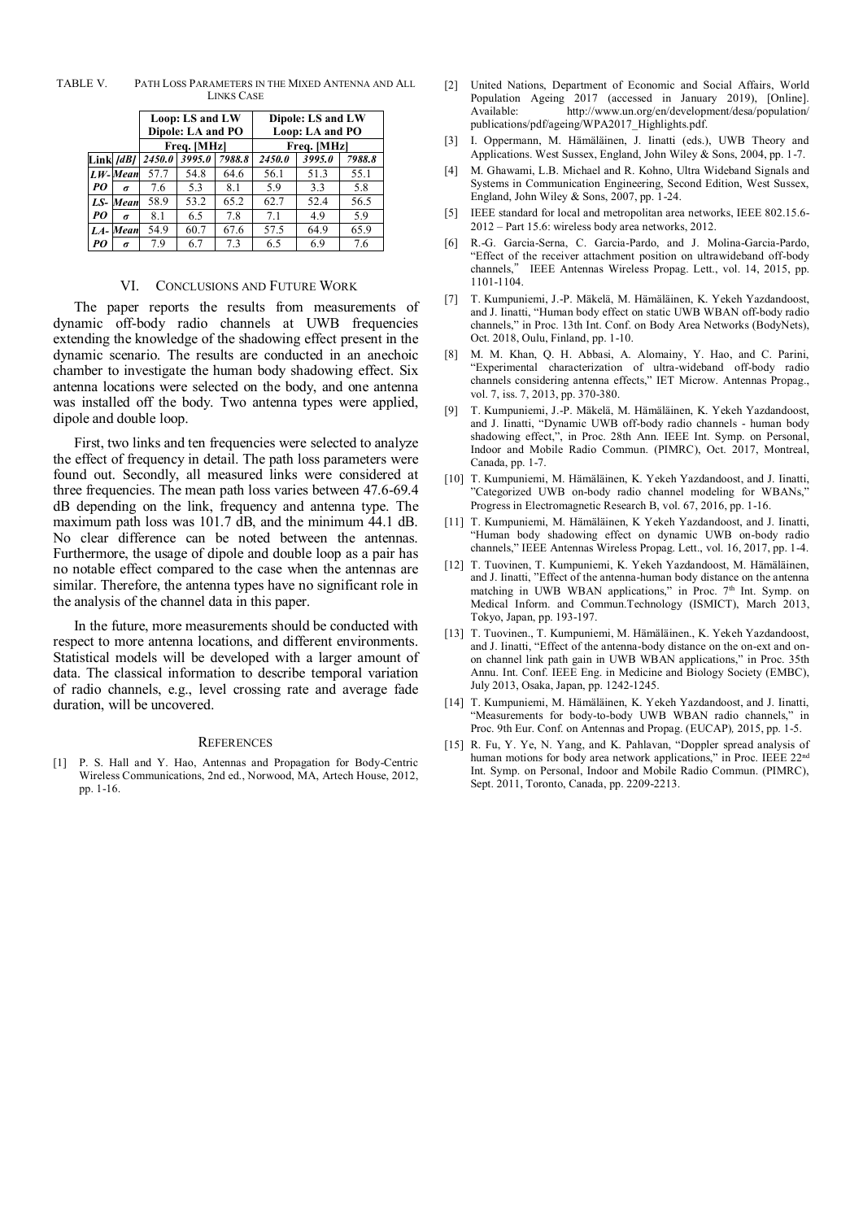TABLE V. PATH LOSS PARAMETERS IN THE MIXED ANTENNA AND ALL LINKS CASE

| | | Loop: LS and LW Dipole: LA and PO | | | Dipole: LS and LW Loop: LA and PO | | |
|---|---|---|---|---|---|---|---|
| | | Freq. [MHz] | | | Freq. [MHz] | | |
| **Link** | ***[dB]*** | ***2450.0*** | ***3995.0*** | ***7988.8*** | ***2450.0*** | ***3995.0*** | ***7988.8*** |
| ***LW-*** | ***Mean*** | 57.7 | 54.8 | 64.6 | 56.1 | 51.3 | 55.1 |
| ***PO*** | $\sigma$ | 7.6 | 5.3 | 8.1 | 5.9 | 3.3 | 5.8 |
| ***LS-*** | ***Mean*** | 58.9 | 53.2 | 65.2 | 62.7 | 52.4 | 56.5 |
| ***PO*** | $\sigma$ | 8.1 | 6.5 | 7.8 | 7.1 | 4.9 | 5.9 |
| ***LA-*** | ***Mean*** | 54.9 | 60.7 | 67.6 | 57.5 | 64.9 | 65.9 |
| ***PO*** | $\sigma$ | 7.9 | 6.7 | 7.3 | 6.5 | 6.9 | 7.6 |

## VI. CONCLUSIONS AND FUTURE WORK

The paper reports the results from measurements of dynamic off-body radio channels at UWB frequencies extending the knowledge of the shadowing effect present in the dynamic scenario. The results are conducted in an anechoic chamber to investigate the human body shadowing effect. Six antenna locations were selected on the body, and one antenna was installed off the body. Two antenna types were applied, dipole and double loop.

First, two links and ten frequencies were selected to analyze the effect of frequency in detail. The path loss parameters were found out. Secondly, all measured links were considered at three frequencies. The mean path loss varies between 47.6-69.4 dB depending on the link, frequency and antenna type. The maximum path loss was 101.7 dB, and the minimum 44.1 dB. No clear difference can be noted between the antennas. Furthermore, the usage of dipole and double loop as a pair has no notable effect compared to the case when the antennas are similar. Therefore, the antenna types have no significant role in the analysis of the channel data in this paper.

In the future, more measurements should be conducted with respect to more antenna locations, and different environments. Statistical models will be developed with a larger amount of data. The classical information to describe temporal variation of radio channels, e.g., level crossing rate and average fade duration, will be uncovered.

## REFERENCES

[1] P. S. Hall and Y. Hao, Antennas and Propagation for Body-Centric Wireless Communications, 2nd ed., Norwood, MA, Artech House, 2012, pp. 1-16.

[2] United Nations, Department of Economic and Social Affairs, World Population Ageing 2017 (accessed in January 2019), [Online]. Available: http://www.un.org/en/development/desa/population/publications/pdf/ageing/WPA2017_Highlights.pdf.

[3] I. Oppermann, M. Hämäläinen, J. Iinatti (eds.), UWB Theory and Applications. West Sussex, England, John Wiley & Sons, 2004, pp. 1-7.

[4] M. Ghawami, L.B. Michael and R. Kohno, Ultra Wideband Signals and Systems in Communication Engineering, Second Edition, West Sussex, England, John Wiley & Sons, 2007, pp. 1-24.

[5] IEEE standard for local and metropolitan area networks, IEEE 802.15.6-2012 – Part 15.6: wireless body area networks, 2012.

[6] R.-G. Garcia-Serna, C. Garcia-Pardo, and J. Molina-Garcia-Pardo, "Effect of the receiver attachment position on ultrawideband off-body channels," IEEE Antennas Wireless Propag. Lett., vol. 14, 2015, pp. 1101-1104.

[7] T. Kumpuniemi, J.-P. Mäkelä, M. Hämäläinen, K. Yekeh Yazdandoost, and J. Iinatti, "Human body effect on static UWB WBAN off-body radio channels," in Proc. 13th Int. Conf. on Body Area Networks (BodyNets), Oct. 2018, Oulu, Finland, pp. 1-10.

[8] M. M. Khan, Q. H. Abbasi, A. Alomainy, Y. Hao, and C. Parini, "Experimental characterization of ultra-wideband off-body radio channels considering antenna effects," IET Microw. Antennas Propag., vol. 7, iss. 7, 2013, pp. 370-380.

[9] T. Kumpuniemi, J.-P. Mäkelä, M. Hämäläinen, K. Yekeh Yazdandoost, and J. Iinatti, "Dynamic UWB off-body radio channels - human body shadowing effect,", in Proc. 28th Ann. IEEE Int. Symp. on Personal, Indoor and Mobile Radio Commun. (PIMRC), Oct. 2017, Montreal, Canada, pp. 1-7.

[10] T. Kumpuniemi, M. Hämäläinen, K. Yekeh Yazdandoost, and J. Iinatti, "Categorized UWB on-body radio channel modeling for WBANs," Progress in Electromagnetic Research B, vol. 67, 2016, pp. 1-16.

[11] T. Kumpuniemi, M. Hämäläinen, K Yekeh Yazdandoost, and J. Iinatti, "Human body shadowing effect on dynamic UWB on-body radio channels," IEEE Antennas Wireless Propag. Lett., vol. 16, 2017, pp. 1-4.

[12] T. Tuovinen, T. Kumpuniemi, K. Yekeh Yazdandoost, M. Hämäläinen, and J. Iinatti, "Effect of the antenna-human body distance on the antenna matching in UWB WBAN applications," in Proc. 7th Int. Symp. on Medical Inform. and Commun.Technology (ISMICT), March 2013, Tokyo, Japan, pp. 193-197.

[13] T. Tuovinen., T. Kumpuniemi, M. Hämäläinen., K. Yekeh Yazdandoost, and J. Iinatti, "Effect of the antenna-body distance on the on-ext and on-on channel link path gain in UWB WBAN applications," in Proc. 35th Annu. Int. Conf. IEEE Eng. in Medicine and Biology Society (EMBC), July 2013, Osaka, Japan, pp. 1242-1245.

[14] T. Kumpuniemi, M. Hämäläinen, K. Yekeh Yazdandoost, and J. Iinatti, "Measurements for body-to-body UWB WBAN radio channels," in Proc. 9th Eur. Conf. on Antennas and Propag. (EUCAP), 2015, pp. 1-5.

[15] R. Fu, Y. Ye, N. Yang, and K. Pahlavan, "Doppler spread analysis of human motions for body area network applications," in Proc. IEEE 22nd Int. Symp. on Personal, Indoor and Mobile Radio Commun. (PIMRC), Sept. 2011, Toronto, Canada, pp. 2209-2213.